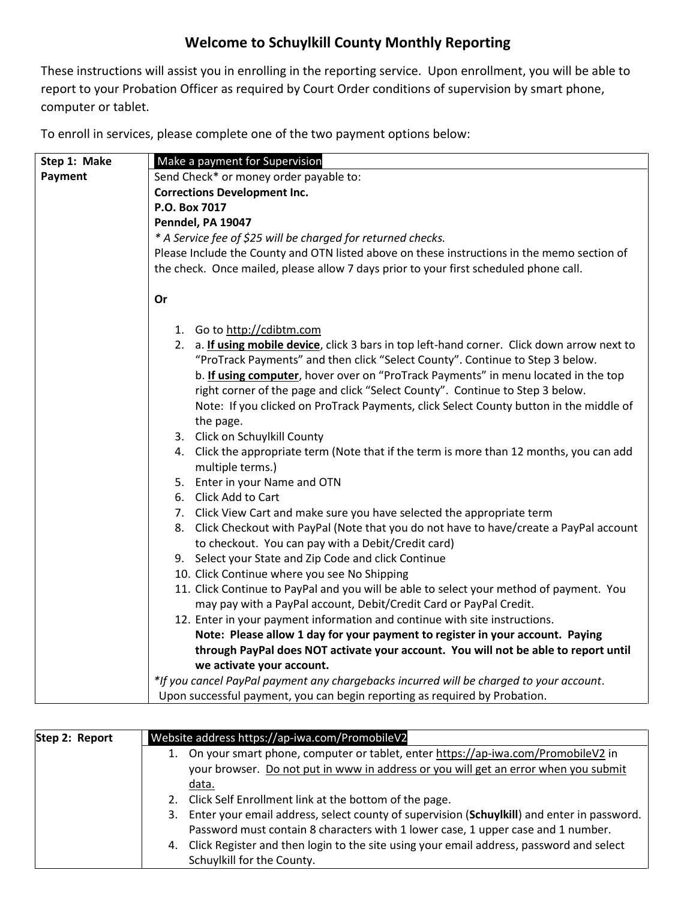# Welcome to Schuylkill County Monthly Reporting

These instructions will assist you in enrolling in the reporting service. Upon enrollment, you will be able to report to your Probation Officer as required by Court Order conditions of supervision by smart phone, computer or tablet.

To enroll in services, please complete one of the two payment options below:

**Step 1: Make Payment**

**Make a payment for Supervision**

Send Check* or money order payable to:
**Corrections Development Inc.**
**P.O. Box 7017**
**Penndel, PA 19047**
*\* A Service fee of $25 will be charged for returned checks.*
Please Include the County and OTN listed above on these instructions in the memo section of the check. Once mailed, please allow 7 days prior to your first scheduled phone call.

**Or**

1. Go to http://cdibtm.com
2. a. **If using mobile device**, click 3 bars in top left-hand corner. Click down arrow next to "ProTrack Payments" and then click "Select County". Continue to Step 3 below.
   b. **If using computer**, hover over on "ProTrack Payments" in menu located in the top right corner of the page and click "Select County". Continue to Step 3 below.
   Note: If you clicked on ProTrack Payments, click Select County button in the middle of the page.
3. Click on Schuylkill County
4. Click the appropriate term (Note that if the term is more than 12 months, you can add multiple terms.)
5. Enter in your Name and OTN
6. Click Add to Cart
7. Click View Cart and make sure you have selected the appropriate term
8. Click Checkout with PayPal (Note that you do not have to have/create a PayPal account to checkout. You can pay with a Debit/Credit card)
9. Select your State and Zip Code and click Continue
10. Click Continue where you see No Shipping
11. Click Continue to PayPal and you will be able to select your method of payment. You may pay with a PayPal account, Debit/Credit Card or PayPal Credit.
12. Enter in your payment information and continue with site instructions.
    **Note: Please allow 1 day for your payment to register in your account. Paying through PayPal does NOT activate your account. You will not be able to report until we activate your account.**

*\*If you cancel PayPal payment any chargebacks incurred will be charged to your account*.
Upon successful payment, you can begin reporting as required by Probation.

**Step 2: Report**

**Website address https://ap-iwa.com/PromobileV2**

1. On your smart phone, computer or tablet, enter https://ap-iwa.com/PromobileV2 in your browser. <u>Do not put in www in address or you will get an error when you submit data.</u>
2. Click Self Enrollment link at the bottom of the page.
3. Enter your email address, select county of supervision (**Schuylkill**) and enter in password. Password must contain 8 characters with 1 lower case, 1 upper case and 1 number.
4. Click Register and then login to the site using your email address, password and select Schuylkill for the County.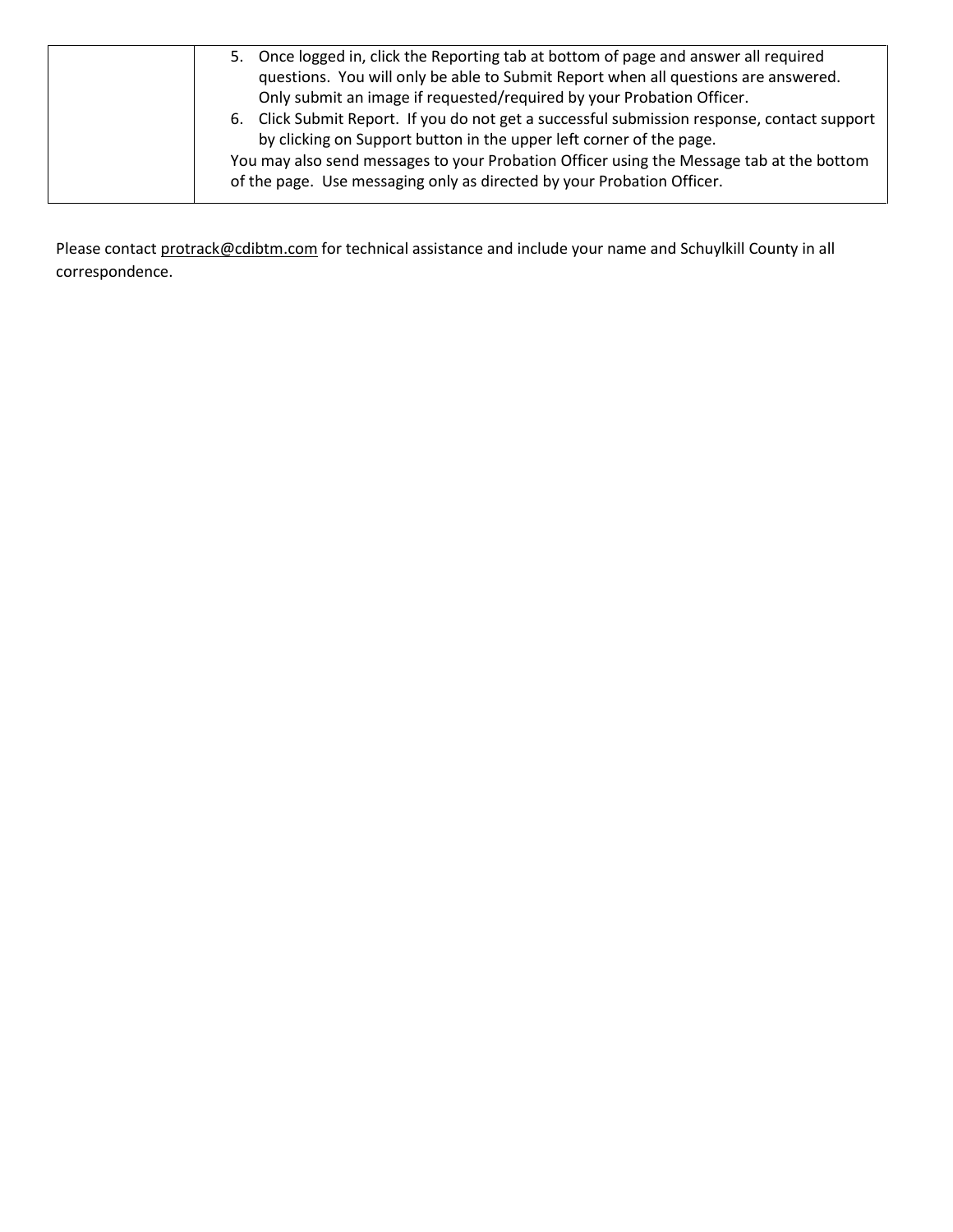| | |
|---|---|
| | 5. Once logged in, click the Reporting tab at bottom of page and answer all required questions. You will only be able to Submit Report when all questions are answered. Only submit an image if requested/required by your Probation Officer.<br>6. Click Submit Report. If you do not get a successful submission response, contact support by clicking on Support button in the upper left corner of the page.<br>You may also send messages to your Probation Officer using the Message tab at the bottom of the page. Use messaging only as directed by your Probation Officer. |

Please contact protrack@cdibtm.com for technical assistance and include your name and Schuylkill County in all correspondence.